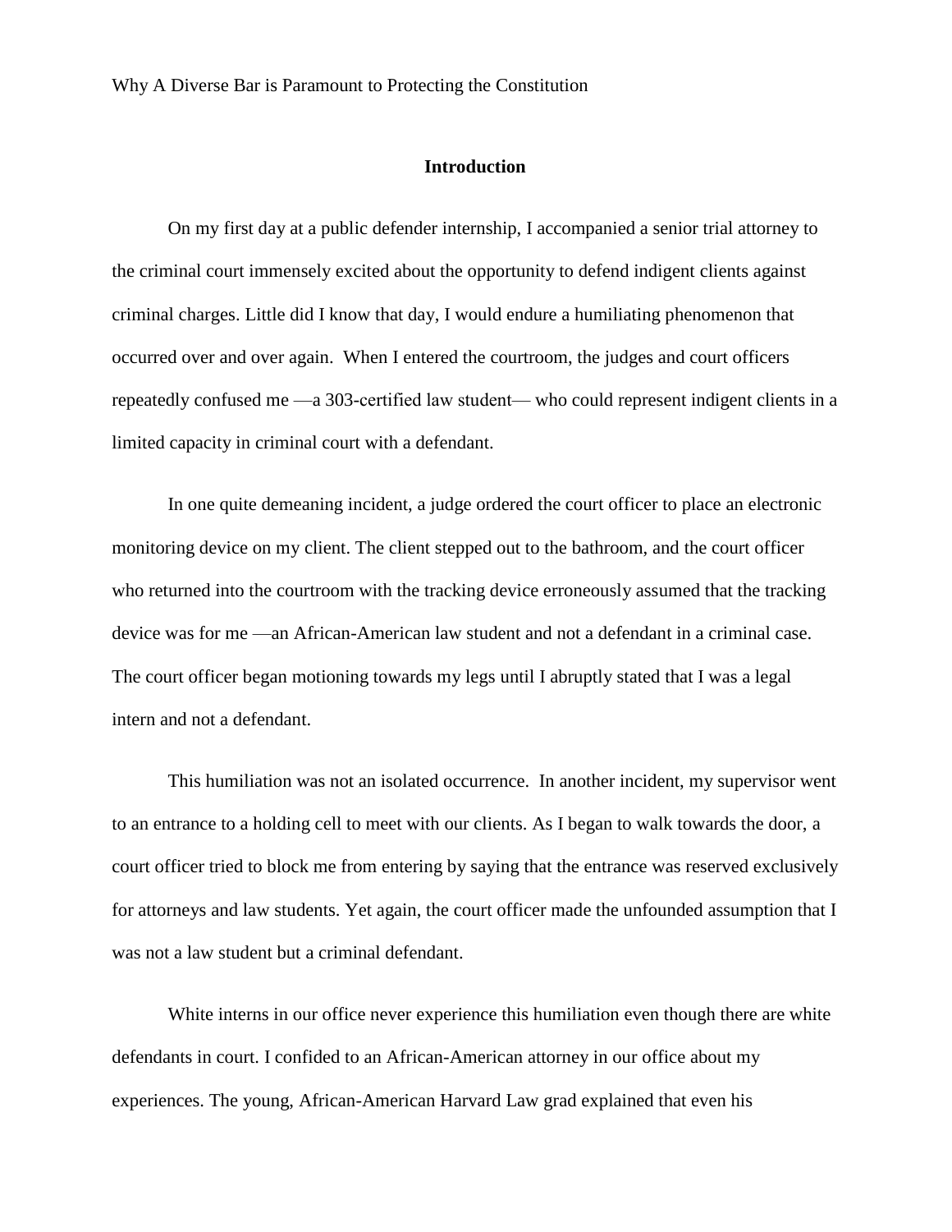Why A Diverse Bar is Paramount to Protecting the Constitution

## Introduction

On my first day at a public defender internship, I accompanied a senior trial attorney to the criminal court immensely excited about the opportunity to defend indigent clients against criminal charges. Little did I know that day, I would endure a humiliating phenomenon that occurred over and over again. When I entered the courtroom, the judges and court officers repeatedly confused me —a 303-certified law student— who could represent indigent clients in a limited capacity in criminal court with a defendant.

In one quite demeaning incident, a judge ordered the court officer to place an electronic monitoring device on my client. The client stepped out to the bathroom, and the court officer who returned into the courtroom with the tracking device erroneously assumed that the tracking device was for me —an African-American law student and not a defendant in a criminal case. The court officer began motioning towards my legs until I abruptly stated that I was a legal intern and not a defendant.

This humiliation was not an isolated occurrence. In another incident, my supervisor went to an entrance to a holding cell to meet with our clients. As I began to walk towards the door, a court officer tried to block me from entering by saying that the entrance was reserved exclusively for attorneys and law students. Yet again, the court officer made the unfounded assumption that I was not a law student but a criminal defendant.

White interns in our office never experience this humiliation even though there are white defendants in court. I confided to an African-American attorney in our office about my experiences. The young, African-American Harvard Law grad explained that even his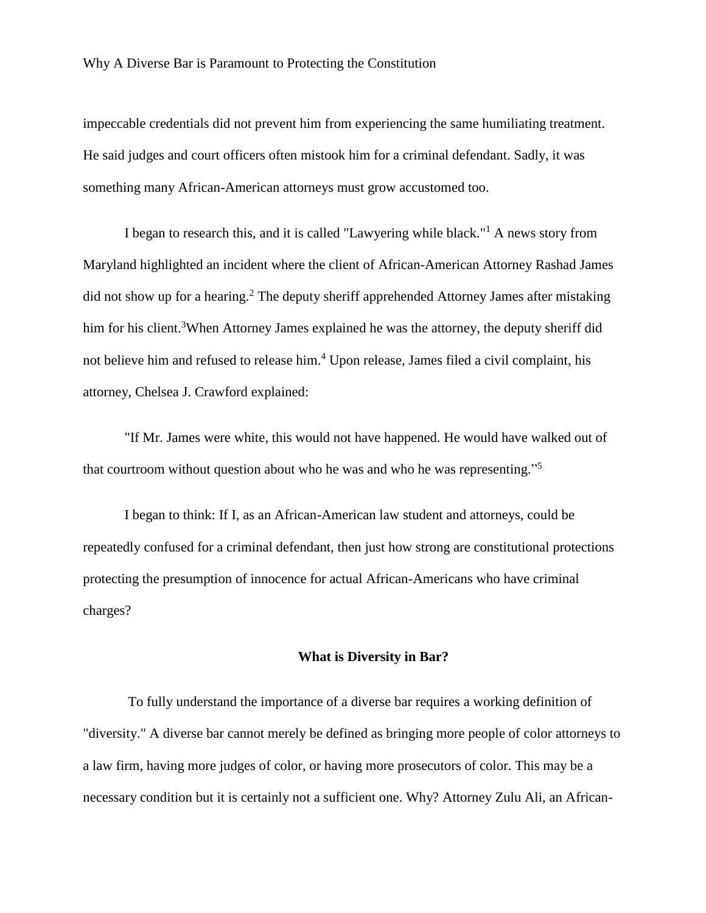impeccable credentials did not prevent him from experiencing the same humiliating treatment. He said judges and court officers often mistook him for a criminal defendant. Sadly, it was something many African-American attorneys must grow accustomed too.

I began to research this, and it is called "Lawyering while black."[1] A news story from Maryland highlighted an incident where the client of African-American Attorney Rashad James did not show up for a hearing.[2] The deputy sheriff apprehended Attorney James after mistaking him for his client.[3]When Attorney James explained he was the attorney, the deputy sheriff did not believe him and refused to release him.[4] Upon release, James filed a civil complaint, his attorney, Chelsea J. Crawford explained:

"If Mr. James were white, this would not have happened. He would have walked out of that courtroom without question about who he was and who he was representing."[5]

I began to think: If I, as an African-American law student and attorneys, could be repeatedly confused for a criminal defendant, then just how strong are constitutional protections protecting the presumption of innocence for actual African-Americans who have criminal charges?

## What is Diversity in Bar?

To fully understand the importance of a diverse bar requires a working definition of "diversity." A diverse bar cannot merely be defined as bringing more people of color attorneys to a law firm, having more judges of color, or having more prosecutors of color. This may be a necessary condition but it is certainly not a sufficient one. Why? Attorney Zulu Ali, an African-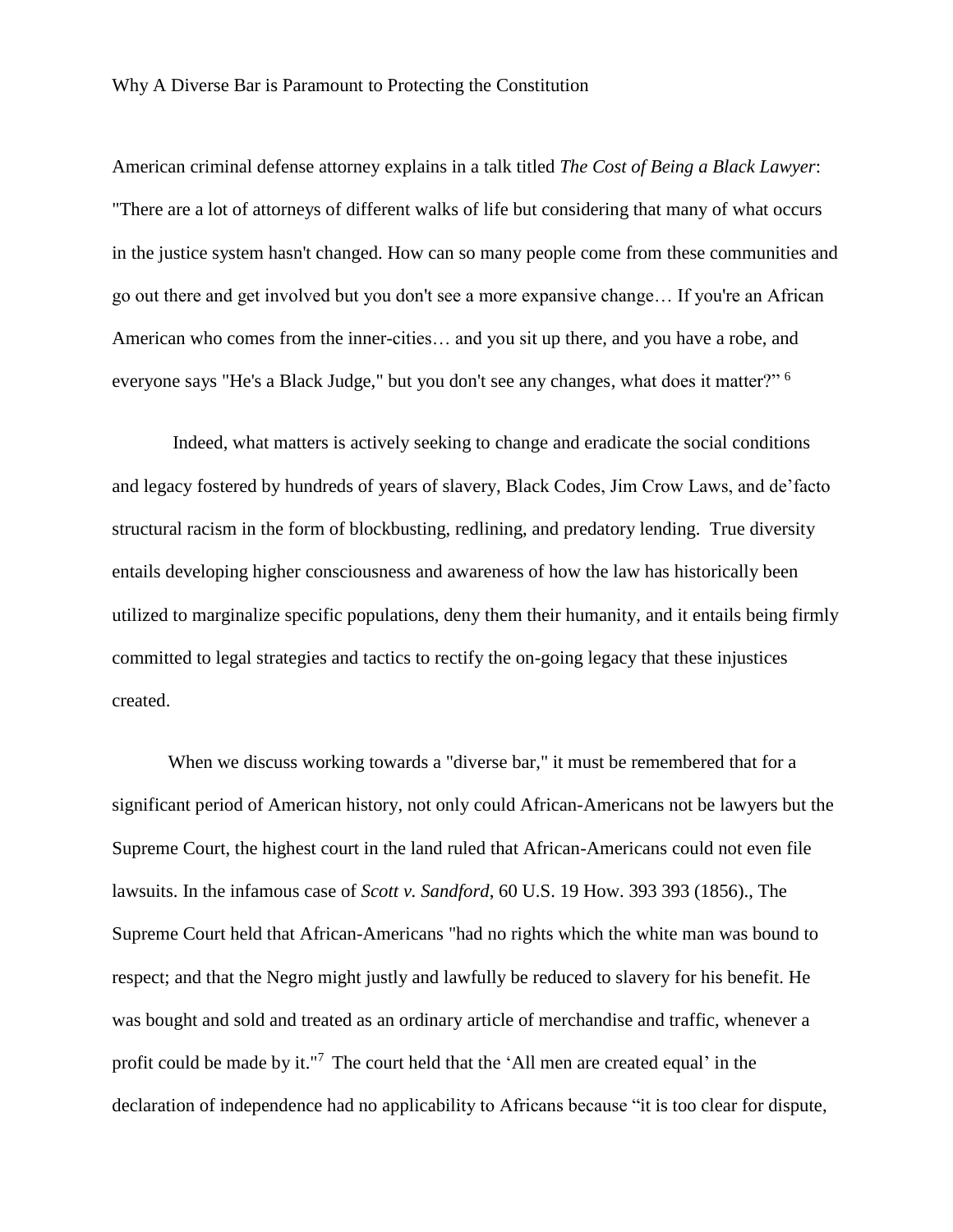Why A Diverse Bar is Paramount to Protecting the Constitution

American criminal defense attorney explains in a talk titled *The Cost of Being a Black Lawyer*: "There are a lot of attorneys of different walks of life but considering that many of what occurs in the justice system hasn't changed. How can so many people come from these communities and go out there and get involved but you don't see a more expansive change… If you're an African American who comes from the inner-cities… and you sit up there, and you have a robe, and everyone says "He's a Black Judge," but you don't see any changes, what does it matter?" [6]

Indeed, what matters is actively seeking to change and eradicate the social conditions and legacy fostered by hundreds of years of slavery, Black Codes, Jim Crow Laws, and de'facto structural racism in the form of blockbusting, redlining, and predatory lending. True diversity entails developing higher consciousness and awareness of how the law has historically been utilized to marginalize specific populations, deny them their humanity, and it entails being firmly committed to legal strategies and tactics to rectify the on-going legacy that these injustices created.

When we discuss working towards a "diverse bar," it must be remembered that for a significant period of American history, not only could African-Americans not be lawyers but the Supreme Court, the highest court in the land ruled that African-Americans could not even file lawsuits. In the infamous case of *Scott v. Sandford*, 60 U.S. 19 How. 393 393 (1856)., The Supreme Court held that African-Americans "had no rights which the white man was bound to respect; and that the Negro might justly and lawfully be reduced to slavery for his benefit. He was bought and sold and treated as an ordinary article of merchandise and traffic, whenever a profit could be made by it."[7] The court held that the 'All men are created equal' in the declaration of independence had no applicability to Africans because "it is too clear for dispute,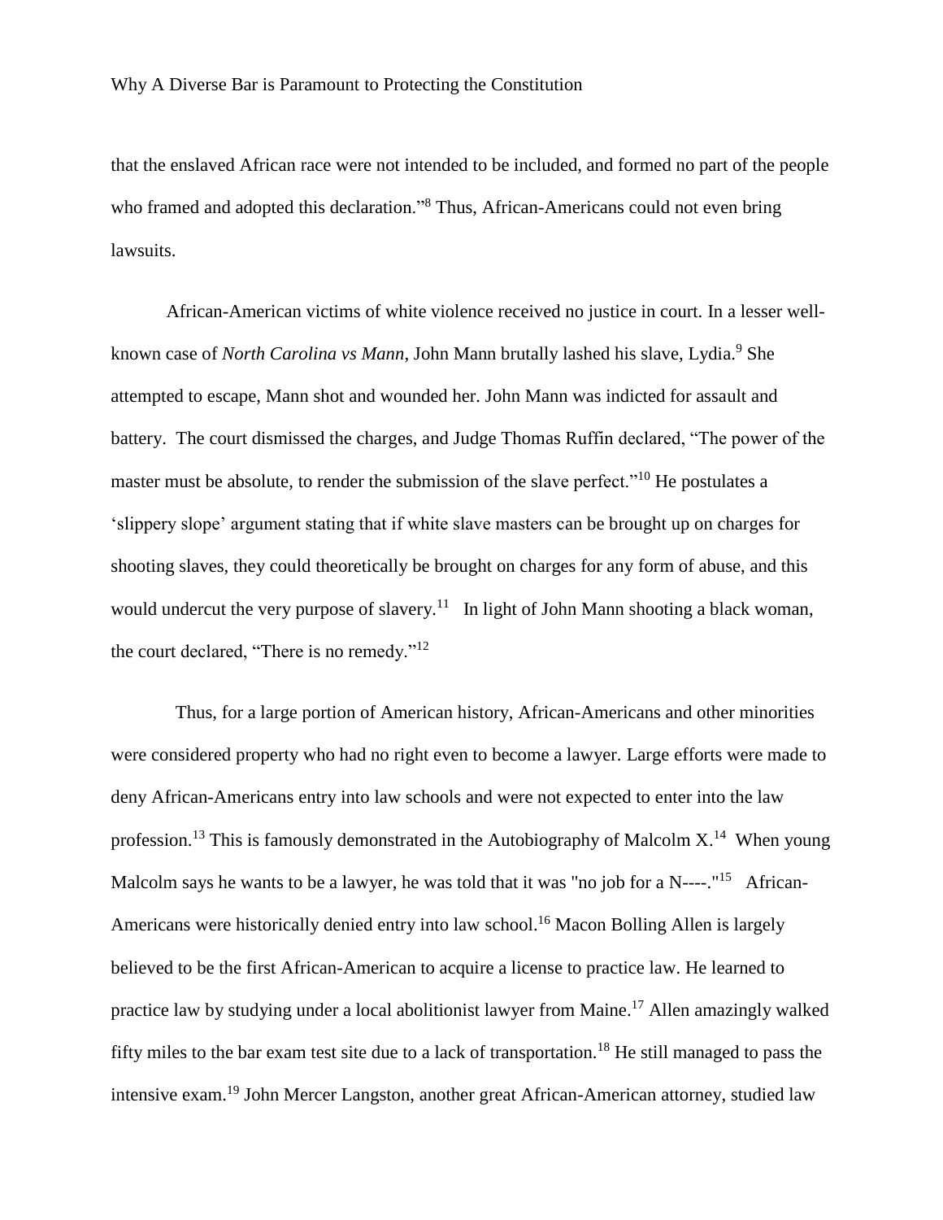that the enslaved African race were not intended to be included, and formed no part of the people who framed and adopted this declaration."[8] Thus, African-Americans could not even bring lawsuits.

African-American victims of white violence received no justice in court. In a lesser well-known case of *North Carolina vs Mann*, John Mann brutally lashed his slave, Lydia.[9] She attempted to escape, Mann shot and wounded her. John Mann was indicted for assault and battery. The court dismissed the charges, and Judge Thomas Ruffin declared, "The power of the master must be absolute, to render the submission of the slave perfect."[10] He postulates a 'slippery slope' argument stating that if white slave masters can be brought up on charges for shooting slaves, they could theoretically be brought on charges for any form of abuse, and this would undercut the very purpose of slavery.[11] In light of John Mann shooting a black woman, the court declared, "There is no remedy."[12]

Thus, for a large portion of American history, African-Americans and other minorities were considered property who had no right even to become a lawyer. Large efforts were made to deny African-Americans entry into law schools and were not expected to enter into the law profession.[13] This is famously demonstrated in the Autobiography of Malcolm X.[14] When young Malcolm says he wants to be a lawyer, he was told that it was "no job for a N----."[15] African-Americans were historically denied entry into law school.[16] Macon Bolling Allen is largely believed to be the first African-American to acquire a license to practice law. He learned to practice law by studying under a local abolitionist lawyer from Maine.[17] Allen amazingly walked fifty miles to the bar exam test site due to a lack of transportation.[18] He still managed to pass the intensive exam.[19] John Mercer Langston, another great African-American attorney, studied law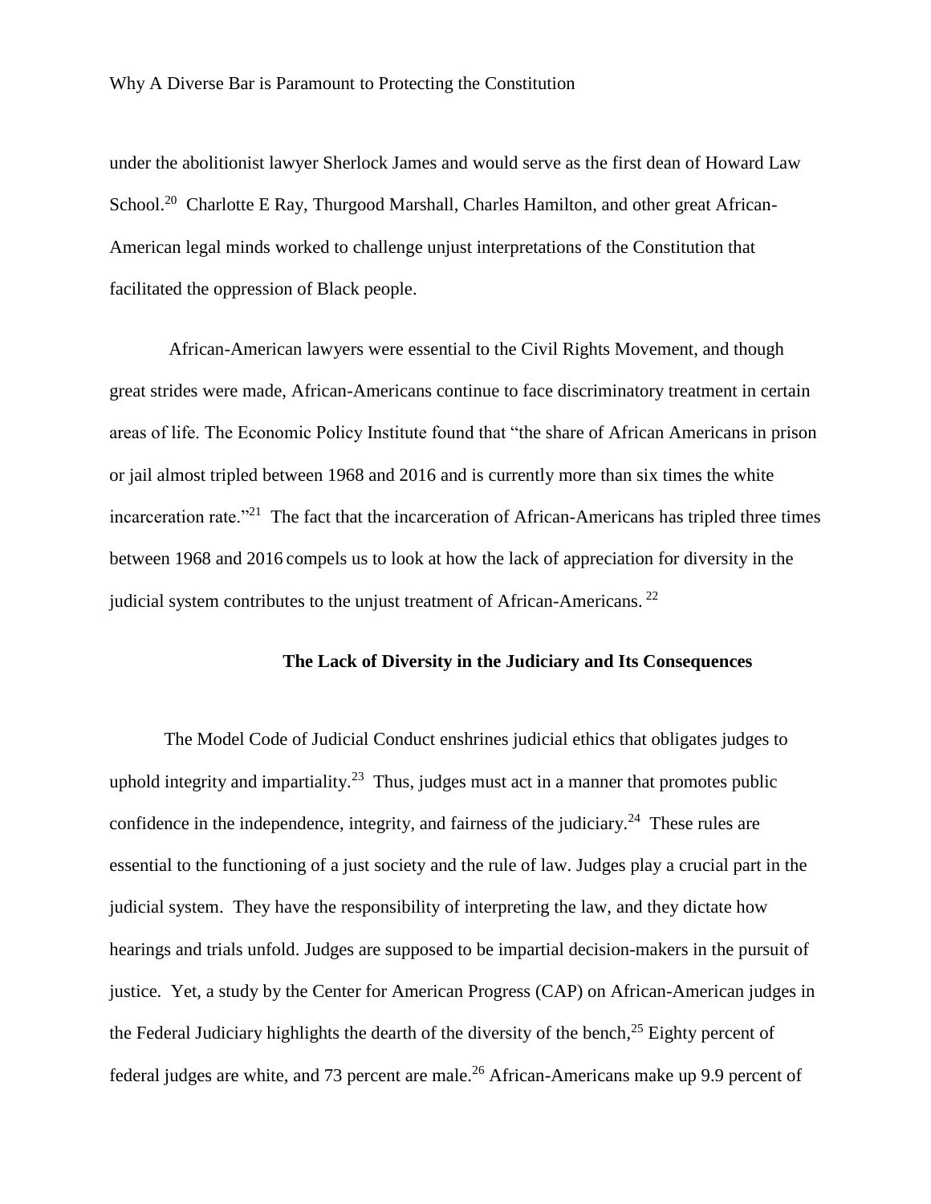under the abolitionist lawyer Sherlock James and would serve as the first dean of Howard Law School.[20] Charlotte E Ray, Thurgood Marshall, Charles Hamilton, and other great African-American legal minds worked to challenge unjust interpretations of the Constitution that facilitated the oppression of Black people.

African-American lawyers were essential to the Civil Rights Movement, and though great strides were made, African-Americans continue to face discriminatory treatment in certain areas of life. The Economic Policy Institute found that "the share of African Americans in prison or jail almost tripled between 1968 and 2016 and is currently more than six times the white incarceration rate."[21] The fact that the incarceration of African-Americans has tripled three times between 1968 and 2016 compels us to look at how the lack of appreciation for diversity in the judicial system contributes to the unjust treatment of African-Americans.[22]

## The Lack of Diversity in the Judiciary and Its Consequences

The Model Code of Judicial Conduct enshrines judicial ethics that obligates judges to uphold integrity and impartiality.[23] Thus, judges must act in a manner that promotes public confidence in the independence, integrity, and fairness of the judiciary.[24] These rules are essential to the functioning of a just society and the rule of law. Judges play a crucial part in the judicial system. They have the responsibility of interpreting the law, and they dictate how hearings and trials unfold. Judges are supposed to be impartial decision-makers in the pursuit of justice. Yet, a study by the Center for American Progress (CAP) on African-American judges in the Federal Judiciary highlights the dearth of the diversity of the bench,[25] Eighty percent of federal judges are white, and 73 percent are male.[26] African-Americans make up 9.9 percent of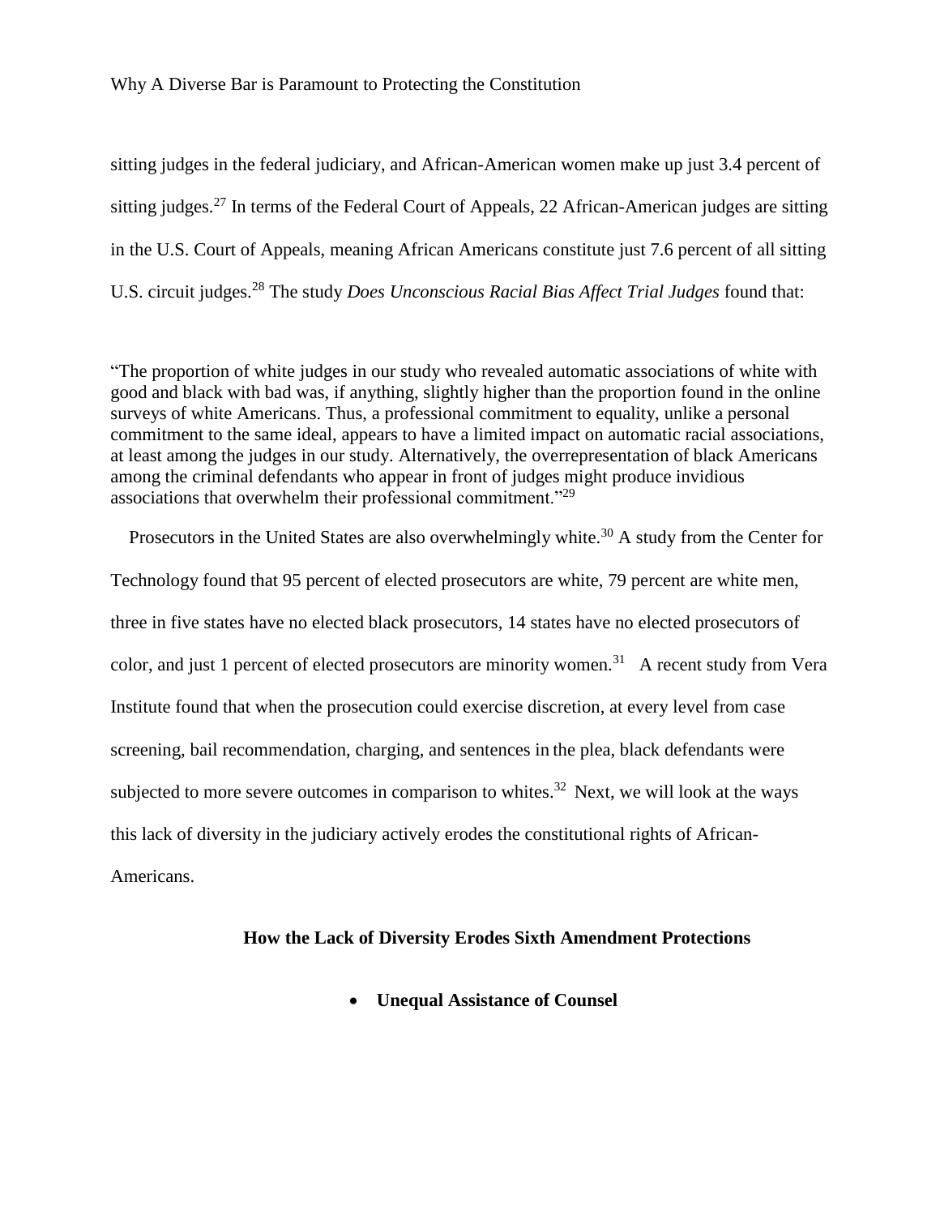sitting judges in the federal judiciary, and African-American women make up just 3.4 percent of sitting judges.[27] In terms of the Federal Court of Appeals, 22 African-American judges are sitting in the U.S. Court of Appeals, meaning African Americans constitute just 7.6 percent of all sitting U.S. circuit judges.[28] The study *Does Unconscious Racial Bias Affect Trial Judges* found that:

> "The proportion of white judges in our study who revealed automatic associations of white with good and black with bad was, if anything, slightly higher than the proportion found in the online surveys of white Americans. Thus, a professional commitment to equality, unlike a personal commitment to the same ideal, appears to have a limited impact on automatic racial associations, at least among the judges in our study. Alternatively, the overrepresentation of black Americans among the criminal defendants who appear in front of judges might produce invidious associations that overwhelm their professional commitment."[29]

Prosecutors in the United States are also overwhelmingly white.[30] A study from the Center for Technology found that 95 percent of elected prosecutors are white, 79 percent are white men, three in five states have no elected black prosecutors, 14 states have no elected prosecutors of color, and just 1 percent of elected prosecutors are minority women.[31] A recent study from Vera Institute found that when the prosecution could exercise discretion, at every level from case screening, bail recommendation, charging, and sentences in the plea, black defendants were subjected to more severe outcomes in comparison to whites.[32] Next, we will look at the ways this lack of diversity in the judiciary actively erodes the constitutional rights of African-Americans.

## How the Lack of Diversity Erodes Sixth Amendment Protections

- **Unequal Assistance of Counsel**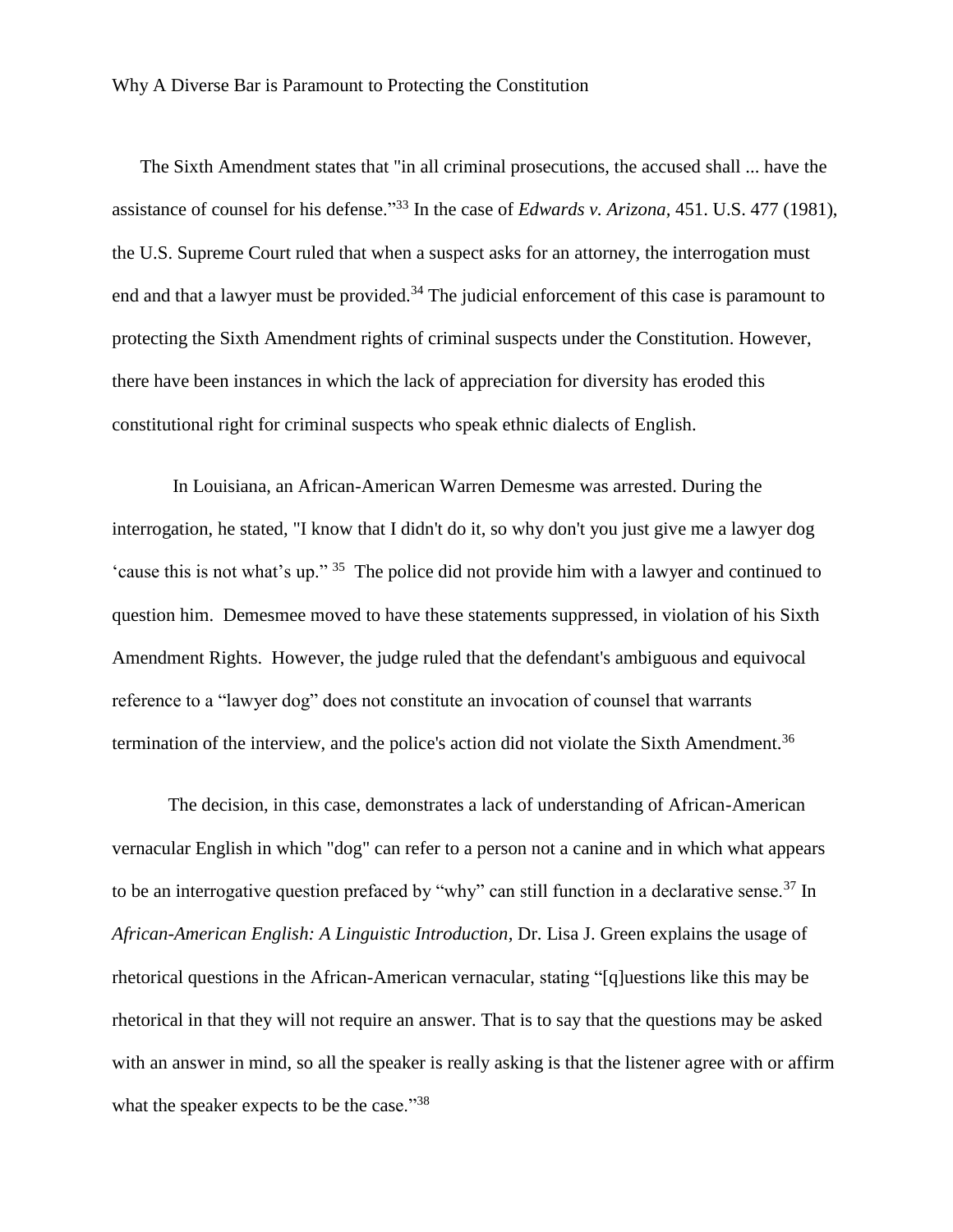Why A Diverse Bar is Paramount to Protecting the Constitution

The Sixth Amendment states that "in all criminal prosecutions, the accused shall ... have the assistance of counsel for his defense."[33] In the case of *Edwards v. Arizona*, 451. U.S. 477 (1981), the U.S. Supreme Court ruled that when a suspect asks for an attorney, the interrogation must end and that a lawyer must be provided.[34] The judicial enforcement of this case is paramount to protecting the Sixth Amendment rights of criminal suspects under the Constitution. However, there have been instances in which the lack of appreciation for diversity has eroded this constitutional right for criminal suspects who speak ethnic dialects of English.

In Louisiana, an African-American Warren Demesme was arrested. During the interrogation, he stated, "I know that I didn't do it, so why don't you just give me a lawyer dog 'cause this is not what's up." [35] The police did not provide him with a lawyer and continued to question him. Demesmee moved to have these statements suppressed, in violation of his Sixth Amendment Rights. However, the judge ruled that the defendant's ambiguous and equivocal reference to a "lawyer dog" does not constitute an invocation of counsel that warrants termination of the interview, and the police's action did not violate the Sixth Amendment.[36]

The decision, in this case, demonstrates a lack of understanding of African-American vernacular English in which "dog" can refer to a person not a canine and in which what appears to be an interrogative question prefaced by "why" can still function in a declarative sense.[37] In *African-American English: A Linguistic Introduction*, Dr. Lisa J. Green explains the usage of rhetorical questions in the African-American vernacular, stating "[q]uestions like this may be rhetorical in that they will not require an answer. That is to say that the questions may be asked with an answer in mind, so all the speaker is really asking is that the listener agree with or affirm what the speaker expects to be the case."[38]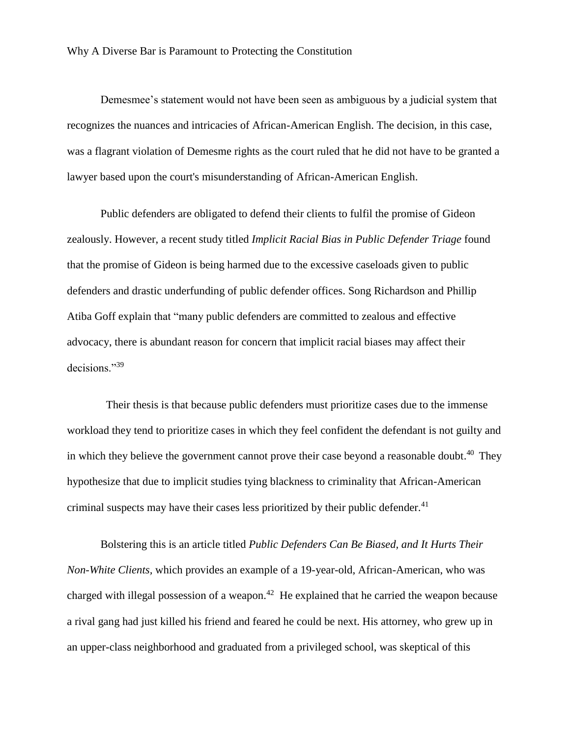Demesmee's statement would not have been seen as ambiguous by a judicial system that recognizes the nuances and intricacies of African-American English. The decision, in this case, was a flagrant violation of Demesme rights as the court ruled that he did not have to be granted a lawyer based upon the court's misunderstanding of African-American English.

Public defenders are obligated to defend their clients to fulfil the promise of Gideon zealously. However, a recent study titled *Implicit Racial Bias in Public Defender Triage* found that the promise of Gideon is being harmed due to the excessive caseloads given to public defenders and drastic underfunding of public defender offices. Song Richardson and Phillip Atiba Goff explain that "many public defenders are committed to zealous and effective advocacy, there is abundant reason for concern that implicit racial biases may affect their decisions."[39]

Their thesis is that because public defenders must prioritize cases due to the immense workload they tend to prioritize cases in which they feel confident the defendant is not guilty and in which they believe the government cannot prove their case beyond a reasonable doubt.[40] They hypothesize that due to implicit studies tying blackness to criminality that African-American criminal suspects may have their cases less prioritized by their public defender.[41]

Bolstering this is an article titled *Public Defenders Can Be Biased, and It Hurts Their Non-White Clients*, which provides an example of a 19-year-old, African-American, who was charged with illegal possession of a weapon.[42] He explained that he carried the weapon because a rival gang had just killed his friend and feared he could be next. His attorney, who grew up in an upper-class neighborhood and graduated from a privileged school, was skeptical of this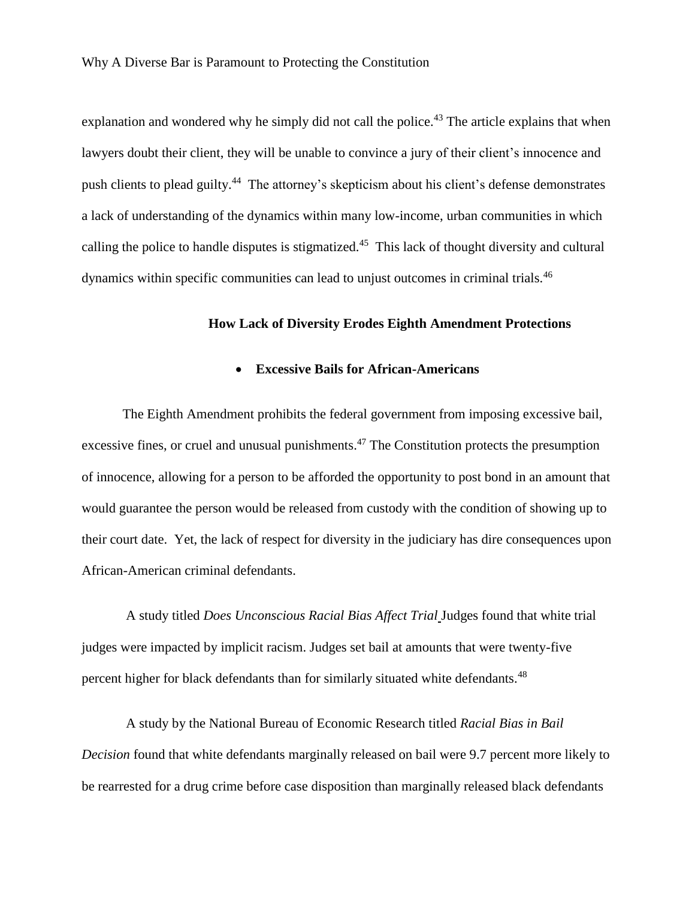explanation and wondered why he simply did not call the police.[43] The article explains that when lawyers doubt their client, they will be unable to convince a jury of their client's innocence and push clients to plead guilty.[44] The attorney's skepticism about his client's defense demonstrates a lack of understanding of the dynamics within many low-income, urban communities in which calling the police to handle disputes is stigmatized.[45] This lack of thought diversity and cultural dynamics within specific communities can lead to unjust outcomes in criminal trials.[46]

## How Lack of Diversity Erodes Eighth Amendment Protections

- **Excessive Bails for African-Americans**

The Eighth Amendment prohibits the federal government from imposing excessive bail, excessive fines, or cruel and unusual punishments.[47] The Constitution protects the presumption of innocence, allowing for a person to be afforded the opportunity to post bond in an amount that would guarantee the person would be released from custody with the condition of showing up to their court date. Yet, the lack of respect for diversity in the judiciary has dire consequences upon African-American criminal defendants.

A study titled *Does Unconscious Racial Bias Affect Trial* Judges found that white trial judges were impacted by implicit racism. Judges set bail at amounts that were twenty-five percent higher for black defendants than for similarly situated white defendants.[48]

A study by the National Bureau of Economic Research titled *Racial Bias in Bail Decision* found that white defendants marginally released on bail were 9.7 percent more likely to be rearrested for a drug crime before case disposition than marginally released black defendants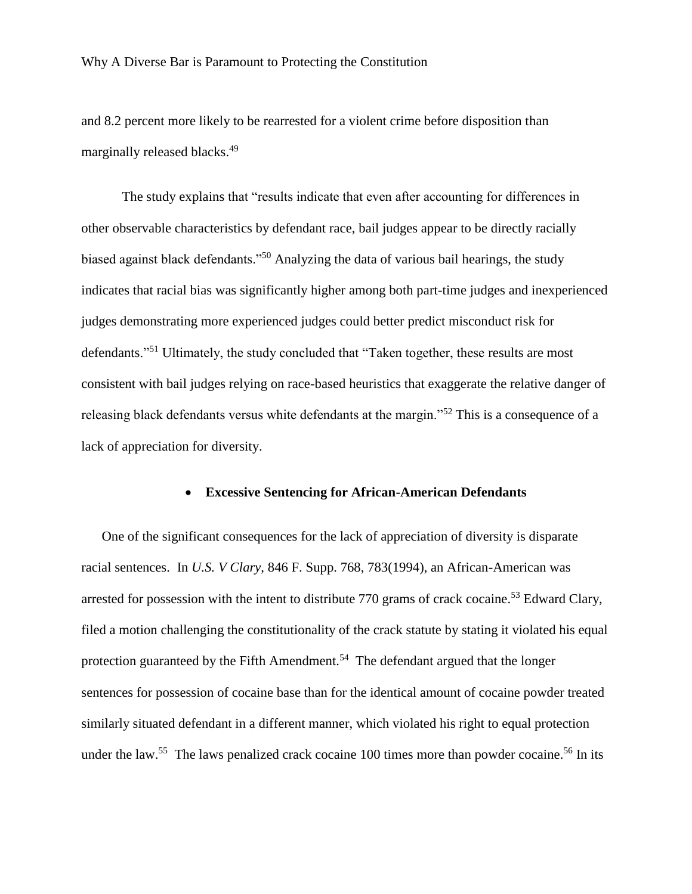and 8.2 percent more likely to be rearrested for a violent crime before disposition than marginally released blacks.[49]

The study explains that "results indicate that even after accounting for differences in other observable characteristics by defendant race, bail judges appear to be directly racially biased against black defendants."[50] Analyzing the data of various bail hearings, the study indicates that racial bias was significantly higher among both part-time judges and inexperienced judges demonstrating more experienced judges could better predict misconduct risk for defendants."[51] Ultimately, the study concluded that "Taken together, these results are most consistent with bail judges relying on race-based heuristics that exaggerate the relative danger of releasing black defendants versus white defendants at the margin."[52] This is a consequence of a lack of appreciation for diversity.

- **Excessive Sentencing for African-American Defendants**

One of the significant consequences for the lack of appreciation of diversity is disparate racial sentences. In *U.S. V Clary,* 846 F. Supp. 768, 783(1994), an African-American was arrested for possession with the intent to distribute 770 grams of crack cocaine.[53] Edward Clary, filed a motion challenging the constitutionality of the crack statute by stating it violated his equal protection guaranteed by the Fifth Amendment.[54] The defendant argued that the longer sentences for possession of cocaine base than for the identical amount of cocaine powder treated similarly situated defendant in a different manner, which violated his right to equal protection under the law.[55] The laws penalized crack cocaine 100 times more than powder cocaine.[56] In its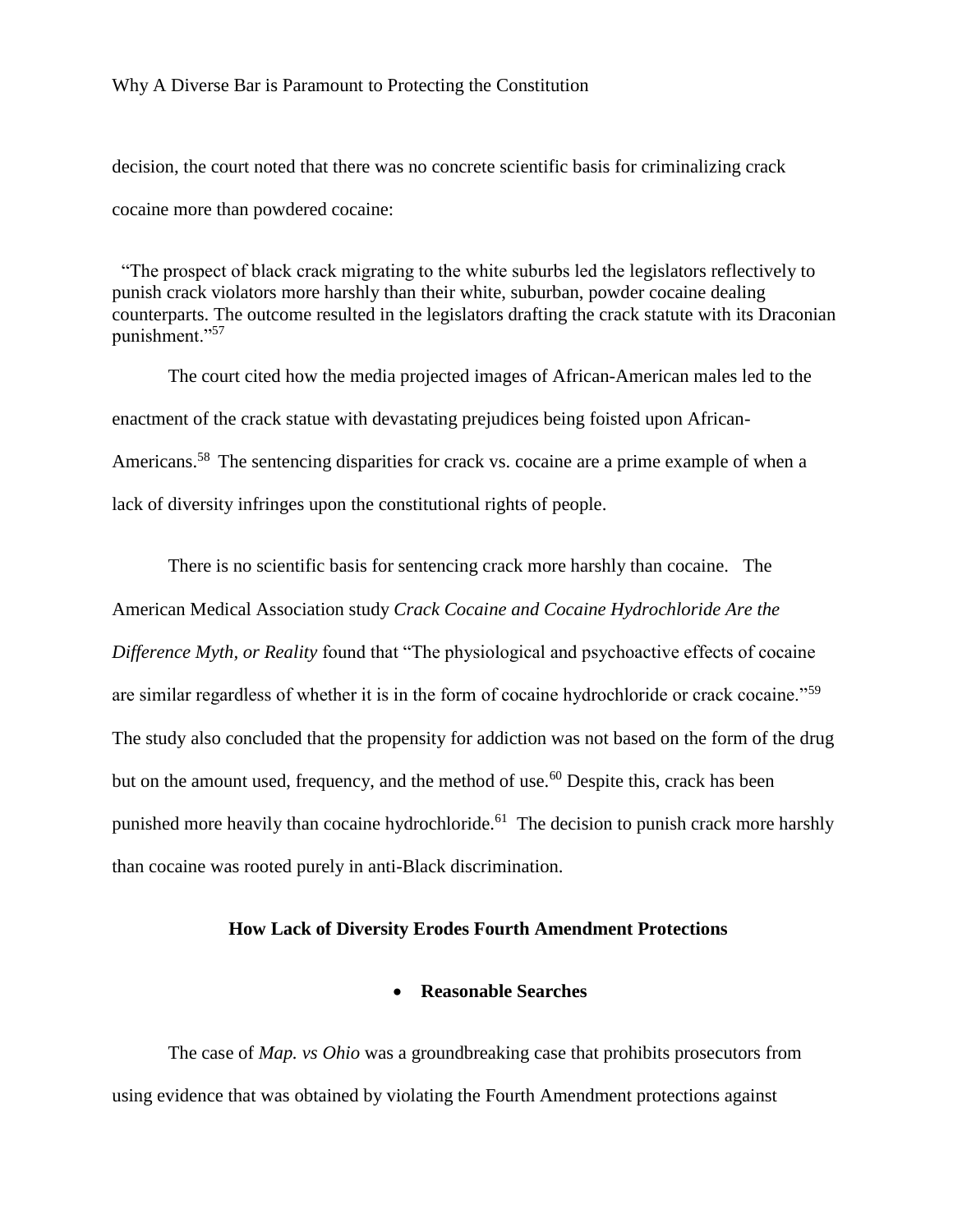decision, the court noted that there was no concrete scientific basis for criminalizing crack cocaine more than powdered cocaine:

> "The prospect of black crack migrating to the white suburbs led the legislators reflectively to punish crack violators more harshly than their white, suburban, powder cocaine dealing counterparts. The outcome resulted in the legislators drafting the crack statute with its Draconian punishment."[57]

The court cited how the media projected images of African-American males led to the enactment of the crack statue with devastating prejudices being foisted upon African-Americans.[58] The sentencing disparities for crack vs. cocaine are a prime example of when a lack of diversity infringes upon the constitutional rights of people.

There is no scientific basis for sentencing crack more harshly than cocaine. The American Medical Association study *Crack Cocaine and Cocaine Hydrochloride Are the Difference Myth, or Reality* found that "The physiological and psychoactive effects of cocaine are similar regardless of whether it is in the form of cocaine hydrochloride or crack cocaine."[59] The study also concluded that the propensity for addiction was not based on the form of the drug but on the amount used, frequency, and the method of use.[60] Despite this, crack has been punished more heavily than cocaine hydrochloride.[61] The decision to punish crack more harshly than cocaine was rooted purely in anti-Black discrimination.

## How Lack of Diversity Erodes Fourth Amendment Protections

- **Reasonable Searches**

The case of *Map. vs Ohio* was a groundbreaking case that prohibits prosecutors from using evidence that was obtained by violating the Fourth Amendment protections against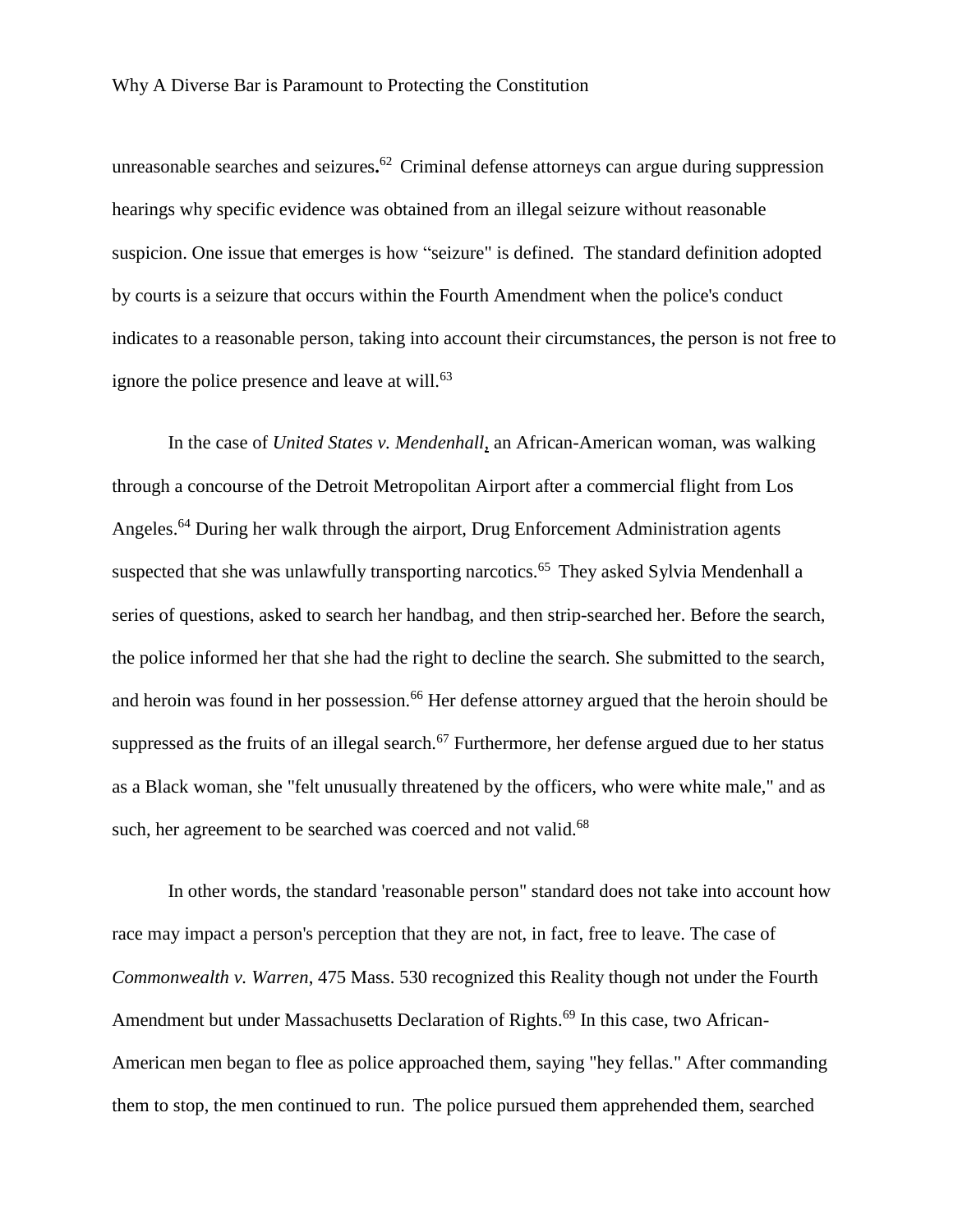unreasonable searches and seizures**.**[62] Criminal defense attorneys can argue during suppression hearings why specific evidence was obtained from an illegal seizure without reasonable suspicion. One issue that emerges is how “seizure" is defined. The standard definition adopted by courts is a seizure that occurs within the Fourth Amendment when the police's conduct indicates to a reasonable person, taking into account their circumstances, the person is not free to ignore the police presence and leave at will.[63]

In the case of *United States v. Mendenhall*, an African-American woman, was walking through a concourse of the Detroit Metropolitan Airport after a commercial flight from Los Angeles.[64] During her walk through the airport, Drug Enforcement Administration agents suspected that she was unlawfully transporting narcotics.[65] They asked Sylvia Mendenhall a series of questions, asked to search her handbag, and then strip-searched her. Before the search, the police informed her that she had the right to decline the search. She submitted to the search, and heroin was found in her possession.[66] Her defense attorney argued that the heroin should be suppressed as the fruits of an illegal search.[67] Furthermore, her defense argued due to her status as a Black woman, she "felt unusually threatened by the officers, who were white male," and as such, her agreement to be searched was coerced and not valid.[68]

In other words, the standard 'reasonable person" standard does not take into account how race may impact a person's perception that they are not, in fact, free to leave. The case of *Commonwealth v. Warren*, 475 Mass. 530 recognized this Reality though not under the Fourth Amendment but under Massachusetts Declaration of Rights.[69] In this case, two African-American men began to flee as police approached them, saying "hey fellas." After commanding them to stop, the men continued to run. The police pursued them apprehended them, searched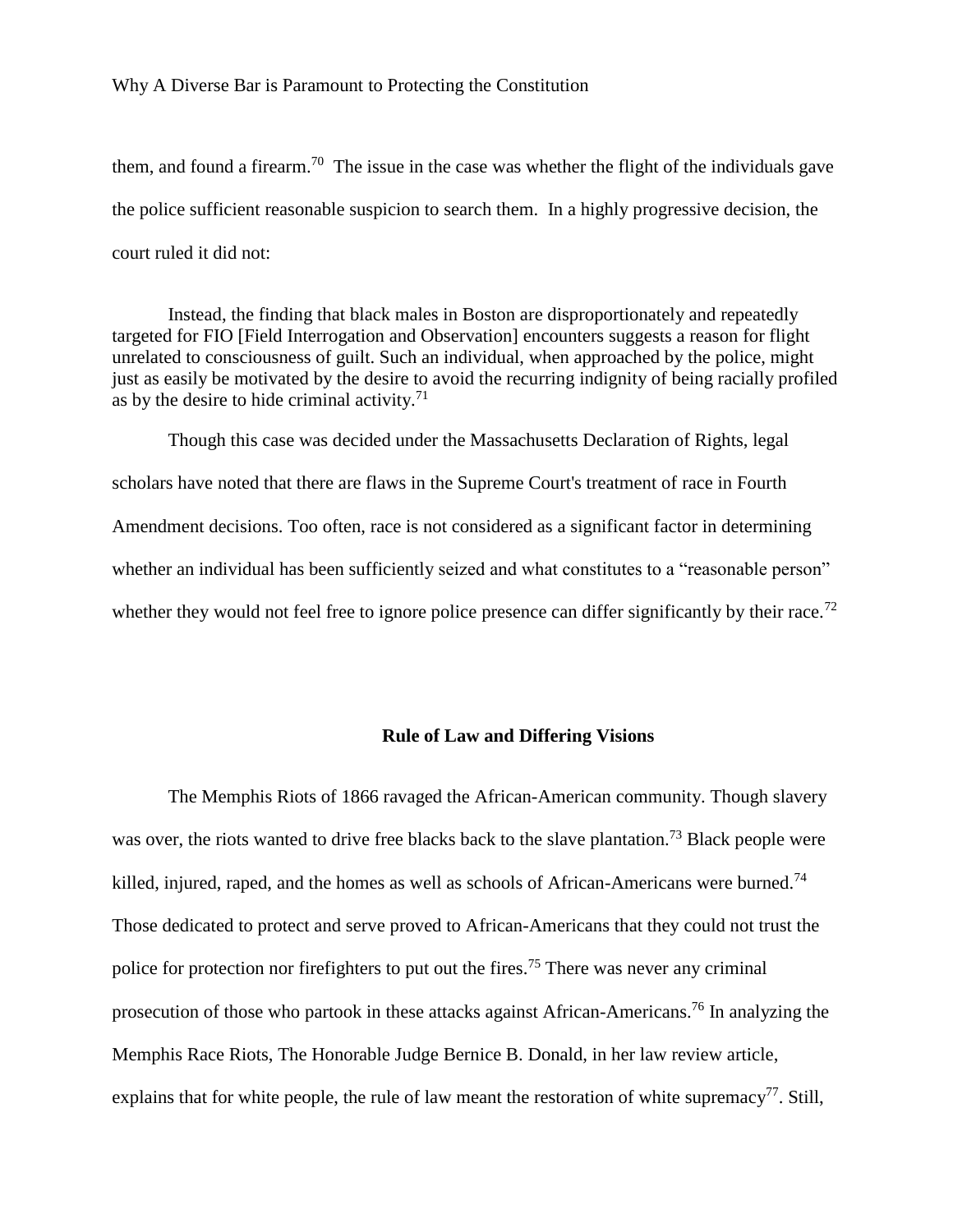them, and found a firearm.[70] The issue in the case was whether the flight of the individuals gave the police sufficient reasonable suspicion to search them. In a highly progressive decision, the court ruled it did not:

> Instead, the finding that black males in Boston are disproportionately and repeatedly targeted for FIO [Field Interrogation and Observation] encounters suggests a reason for flight unrelated to consciousness of guilt. Such an individual, when approached by the police, might just as easily be motivated by the desire to avoid the recurring indignity of being racially profiled as by the desire to hide criminal activity.[71]

Though this case was decided under the Massachusetts Declaration of Rights, legal scholars have noted that there are flaws in the Supreme Court's treatment of race in Fourth Amendment decisions. Too often, race is not considered as a significant factor in determining whether an individual has been sufficiently seized and what constitutes to a "reasonable person" whether they would not feel free to ignore police presence can differ significantly by their race.[72]

## Rule of Law and Differing Visions

The Memphis Riots of 1866 ravaged the African-American community. Though slavery was over, the riots wanted to drive free blacks back to the slave plantation.[73] Black people were killed, injured, raped, and the homes as well as schools of African-Americans were burned.[74] Those dedicated to protect and serve proved to African-Americans that they could not trust the police for protection nor firefighters to put out the fires.[75] There was never any criminal prosecution of those who partook in these attacks against African-Americans.[76] In analyzing the Memphis Race Riots, The Honorable Judge Bernice B. Donald, in her law review article, explains that for white people, the rule of law meant the restoration of white supremacy[77]. Still,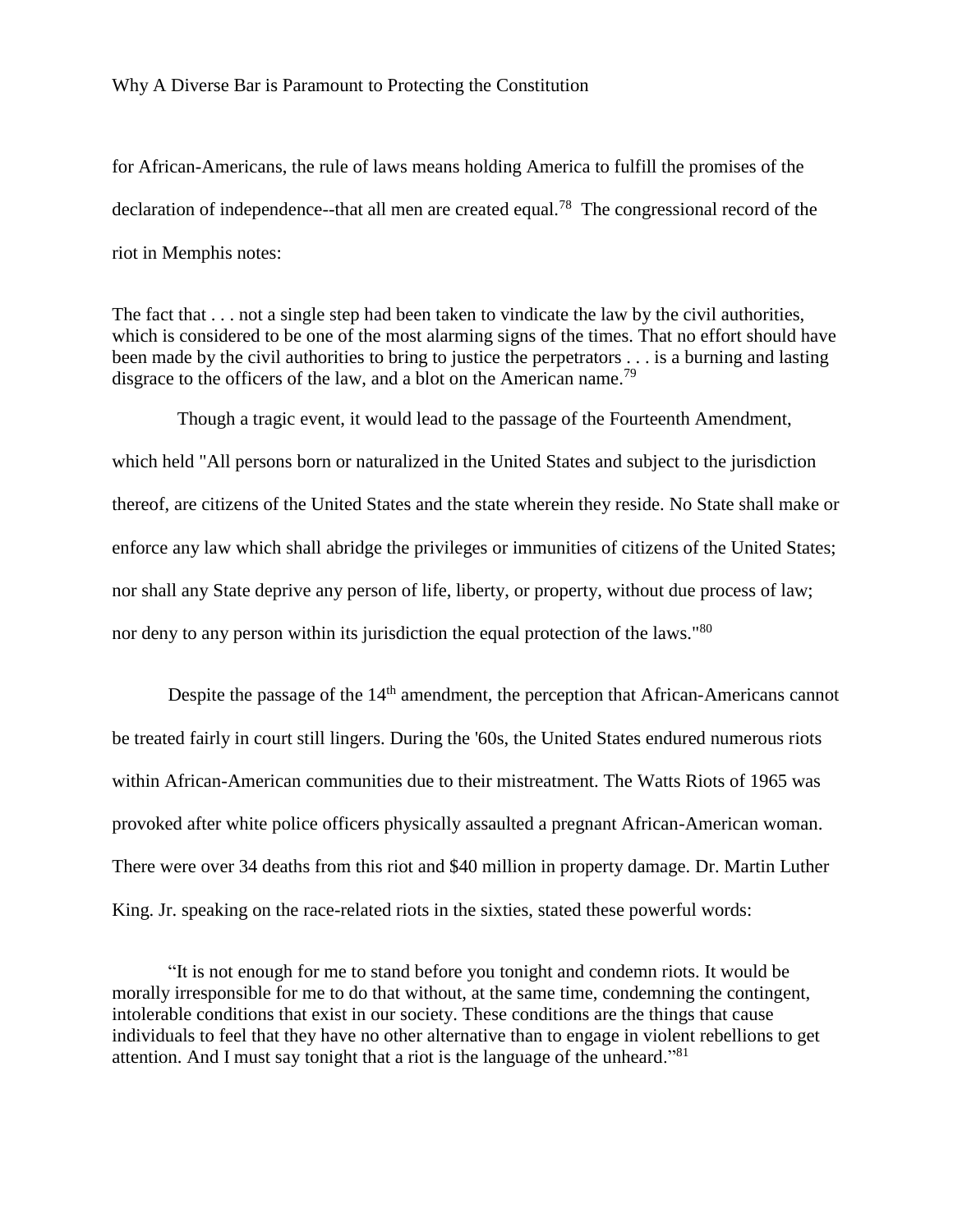for African-Americans, the rule of laws means holding America to fulfill the promises of the declaration of independence--that all men are created equal.[78] The congressional record of the riot in Memphis notes:

> The fact that . . . not a single step had been taken to vindicate the law by the civil authorities, which is considered to be one of the most alarming signs of the times. That no effort should have been made by the civil authorities to bring to justice the perpetrators . . . is a burning and lasting disgrace to the officers of the law, and a blot on the American name.[79]

Though a tragic event, it would lead to the passage of the Fourteenth Amendment, which held "All persons born or naturalized in the United States and subject to the jurisdiction thereof, are citizens of the United States and the state wherein they reside. No State shall make or enforce any law which shall abridge the privileges or immunities of citizens of the United States; nor shall any State deprive any person of life, liberty, or property, without due process of law; nor deny to any person within its jurisdiction the equal protection of the laws."[80]

Despite the passage of the 14th amendment, the perception that African-Americans cannot be treated fairly in court still lingers. During the '60s, the United States endured numerous riots within African-American communities due to their mistreatment. The Watts Riots of 1965 was provoked after white police officers physically assaulted a pregnant African-American woman. There were over 34 deaths from this riot and $40 million in property damage. Dr. Martin Luther King. Jr. speaking on the race-related riots in the sixties, stated these powerful words:

> "It is not enough for me to stand before you tonight and condemn riots. It would be morally irresponsible for me to do that without, at the same time, condemning the contingent, intolerable conditions that exist in our society. These conditions are the things that cause individuals to feel that they have no other alternative than to engage in violent rebellions to get attention. And I must say tonight that a riot is the language of the unheard."[81]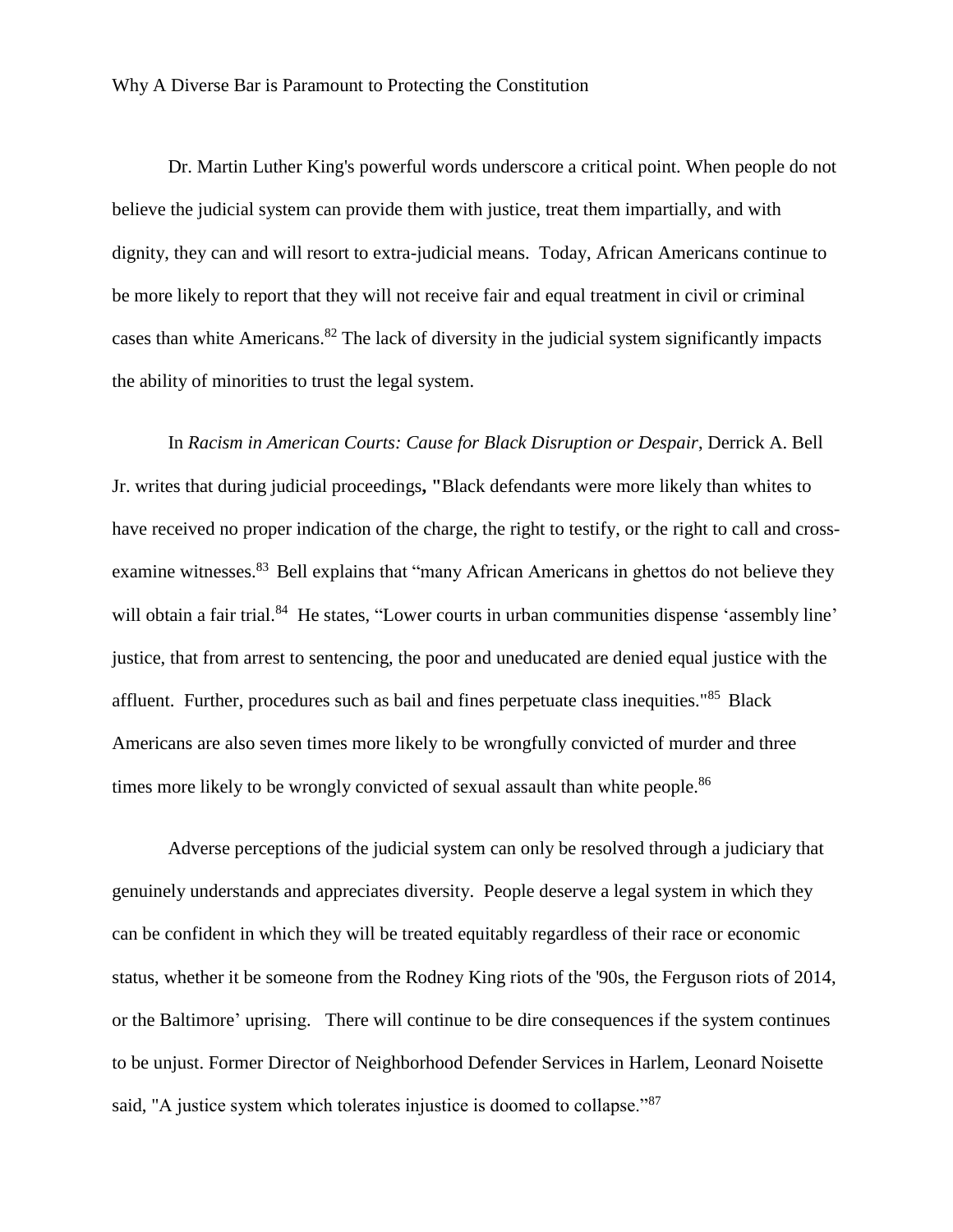Why A Diverse Bar is Paramount to Protecting the Constitution

Dr. Martin Luther King's powerful words underscore a critical point. When people do not believe the judicial system can provide them with justice, treat them impartially, and with dignity, they can and will resort to extra-judicial means. Today, African Americans continue to be more likely to report that they will not receive fair and equal treatment in civil or criminal cases than white Americans.[82] The lack of diversity in the judicial system significantly impacts the ability of minorities to trust the legal system.

In *Racism in American Courts: Cause for Black Disruption or Despair*, Derrick A. Bell Jr. writes that during judicial proceedings**, "**Black defendants were more likely than whites to have received no proper indication of the charge, the right to testify, or the right to call and cross-examine witnesses.[83] Bell explains that "many African Americans in ghettos do not believe they will obtain a fair trial.[84] He states, "Lower courts in urban communities dispense 'assembly line' justice, that from arrest to sentencing, the poor and uneducated are denied equal justice with the affluent. Further, procedures such as bail and fines perpetuate class inequities."[85] Black Americans are also seven times more likely to be wrongfully convicted of murder and three times more likely to be wrongly convicted of sexual assault than white people.[86]

Adverse perceptions of the judicial system can only be resolved through a judiciary that genuinely understands and appreciates diversity. People deserve a legal system in which they can be confident in which they will be treated equitably regardless of their race or economic status, whether it be someone from the Rodney King riots of the '90s, the Ferguson riots of 2014, or the Baltimore' uprising. There will continue to be dire consequences if the system continues to be unjust. Former Director of Neighborhood Defender Services in Harlem, Leonard Noisette said, "A justice system which tolerates injustice is doomed to collapse."[87]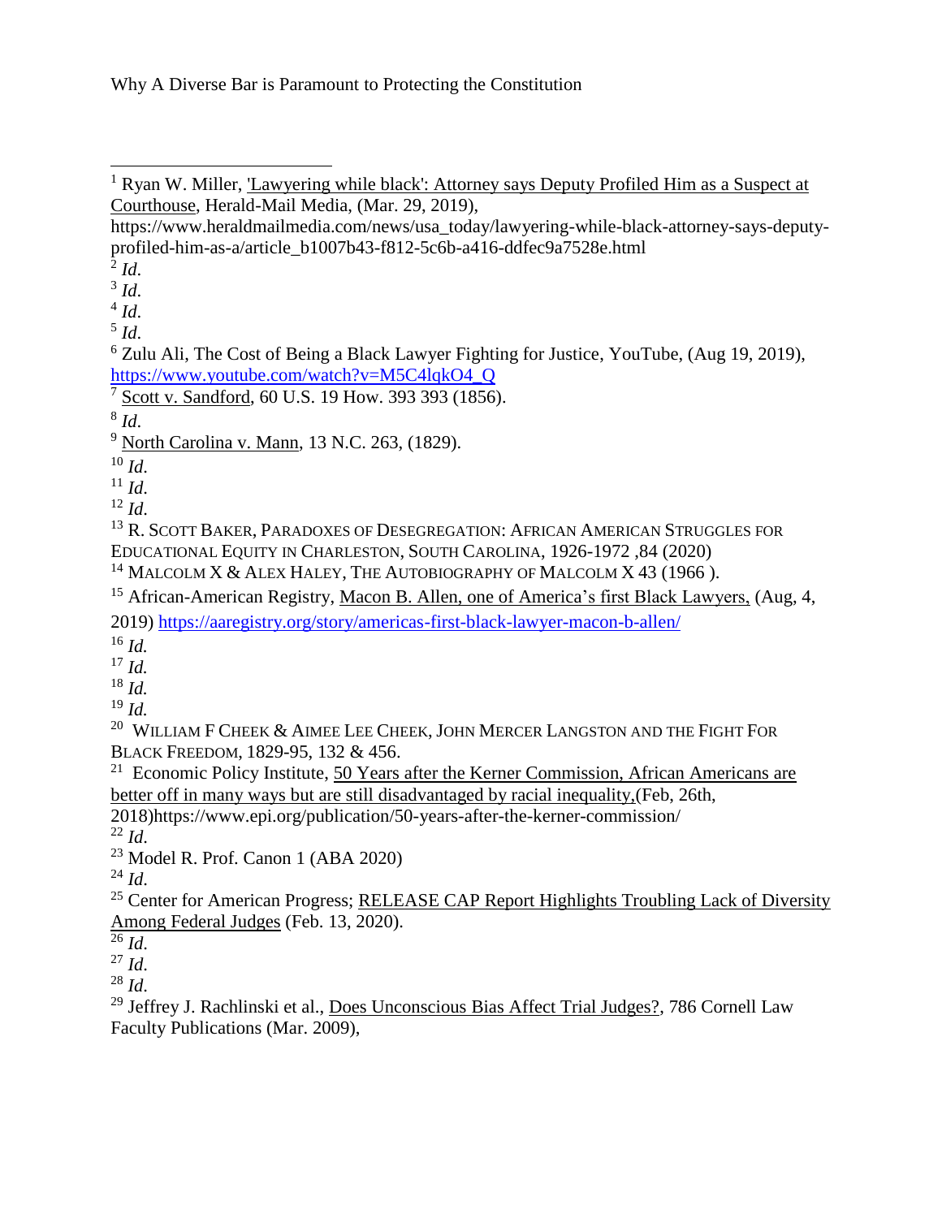Why A Diverse Bar is Paramount to Protecting the Constitution

---

[1] Ryan W. Miller, 'Lawyering while black': Attorney says Deputy Profiled Him as a Suspect at Courthouse, Herald-Mail Media, (Mar. 29, 2019), https://www.heraldmailmedia.com/news/usa_today/lawyering-while-black-attorney-says-deputy-profiled-him-as-a/article_b1007b43-f812-5c6b-a416-ddfec9a7528e.html

[2] *Id.*

[3] *Id.*

[4] *Id.*

[5] *Id.*

[6] Zulu Ali, The Cost of Being a Black Lawyer Fighting for Justice, YouTube, (Aug 19, 2019), https://www.youtube.com/watch?v=M5C4lqkO4_Q

[7] Scott v. Sandford, 60 U.S. 19 How. 393 393 (1856).

[8] *Id.*

[9] North Carolina v. Mann, 13 N.C. 263, (1829).

[10] *Id.*

[11] *Id.*

[12] *Id.*

[13] R. SCOTT BAKER, PARADOXES OF DESEGREGATION: AFRICAN AMERICAN STRUGGLES FOR EDUCATIONAL EQUITY IN CHARLESTON, SOUTH CAROLINA, 1926-1972 ,84 (2020)

[14] MALCOLM X & ALEX HALEY, THE AUTOBIOGRAPHY OF MALCOLM X 43 (1966 ).

[15] African-American Registry, Macon B. Allen, one of America's first Black Lawyers, (Aug, 4, 2019) https://aaregistry.org/story/americas-first-black-lawyer-macon-b-allen/

[16] *Id.*

[17] *Id.*

[18] *Id.*

[19] *Id.*

[20] WILLIAM F CHEEK & AIMEE LEE CHEEK, JOHN MERCER LANGSTON AND THE FIGHT FOR BLACK FREEDOM, 1829-95, 132 & 456.

[21] Economic Policy Institute, 50 Years after the Kerner Commission, African Americans are better off in many ways but are still disadvantaged by racial inequality,(Feb, 26th, 2018)https://www.epi.org/publication/50-years-after-the-kerner-commission/

[22] *Id.*

[23] Model R. Prof. Canon 1 (ABA 2020)

[24] *Id.*

[25] Center for American Progress; RELEASE CAP Report Highlights Troubling Lack of Diversity Among Federal Judges (Feb. 13, 2020).

[26] *Id.*

[27] *Id.*

[28] *Id.*

[29] Jeffrey J. Rachlinski et al., Does Unconscious Bias Affect Trial Judges?, 786 Cornell Law Faculty Publications (Mar. 2009),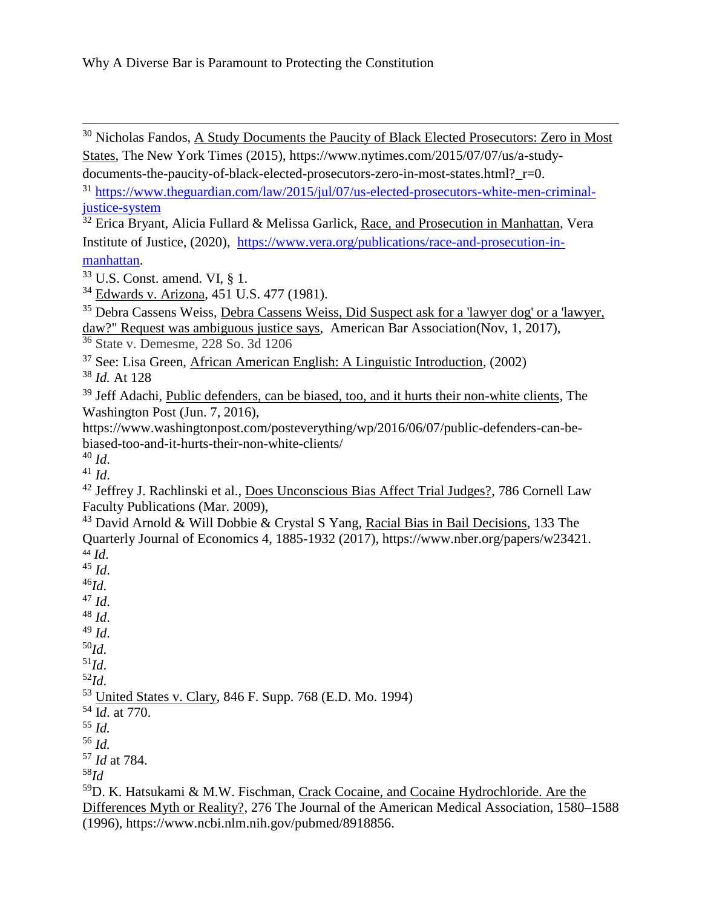[30] Nicholas Fandos, A Study Documents the Paucity of Black Elected Prosecutors: Zero in Most States, The New York Times (2015), https://www.nytimes.com/2015/07/07/us/a-study-documents-the-paucity-of-black-elected-prosecutors-zero-in-most-states.html?_r=0.

[31] https://www.theguardian.com/law/2015/jul/07/us-elected-prosecutors-white-men-criminal-justice-system

[32] Erica Bryant, Alicia Fullard & Melissa Garlick, Race, and Prosecution in Manhattan, Vera Institute of Justice, (2020), https://www.vera.org/publications/race-and-prosecution-in-manhattan.

[33] U.S. Const. amend. VI, § 1.

[34] Edwards v. Arizona, 451 U.S. 477 (1981).

[35] Debra Cassens Weiss, Debra Cassens Weiss, Did Suspect ask for a 'lawyer dog' or a 'lawyer, daw?" Request was ambiguous justice says, American Bar Association(Nov, 1, 2017),

[36] State v. Demesme, 228 So. 3d 1206

[37] See: Lisa Green, African American English: A Linguistic Introduction, (2002)

[38] *Id.* At 128

[39] Jeff Adachi, Public defenders, can be biased, too, and it hurts their non-white clients, The Washington Post (Jun. 7, 2016), https://www.washingtonpost.com/posteverything/wp/2016/06/07/public-defenders-can-be-biased-too-and-it-hurts-their-non-white-clients/

[40] *Id*.

[41] *Id*.

[42] Jeffrey J. Rachlinski et al., Does Unconscious Bias Affect Trial Judges?, 786 Cornell Law Faculty Publications (Mar. 2009),

[43] David Arnold & Will Dobbie & Crystal S Yang, Racial Bias in Bail Decisions, 133 The Quarterly Journal of Economics 4, 1885-1932 (2017), https://www.nber.org/papers/w23421.

[44] *Id*.

[45] *Id*.

[46] *Id*.

[47] *Id*.

[48] *Id*.

[49] *Id*.

[50] *Id*.

[51] *Id*.

[52] *Id*.

[53] United States v. Clary, 846 F. Supp. 768 (E.D. Mo. 1994)

[54] Id. at 770.

[55] *Id.*

[56] *Id.*

[57] *Id* at 784.

[58] *Id*

[59] D. K. Hatsukami & M.W. Fischman, Crack Cocaine, and Cocaine Hydrochloride. Are the Differences Myth or Reality?, 276 The Journal of the American Medical Association, 1580–1588 (1996), https://www.ncbi.nlm.nih.gov/pubmed/8918856.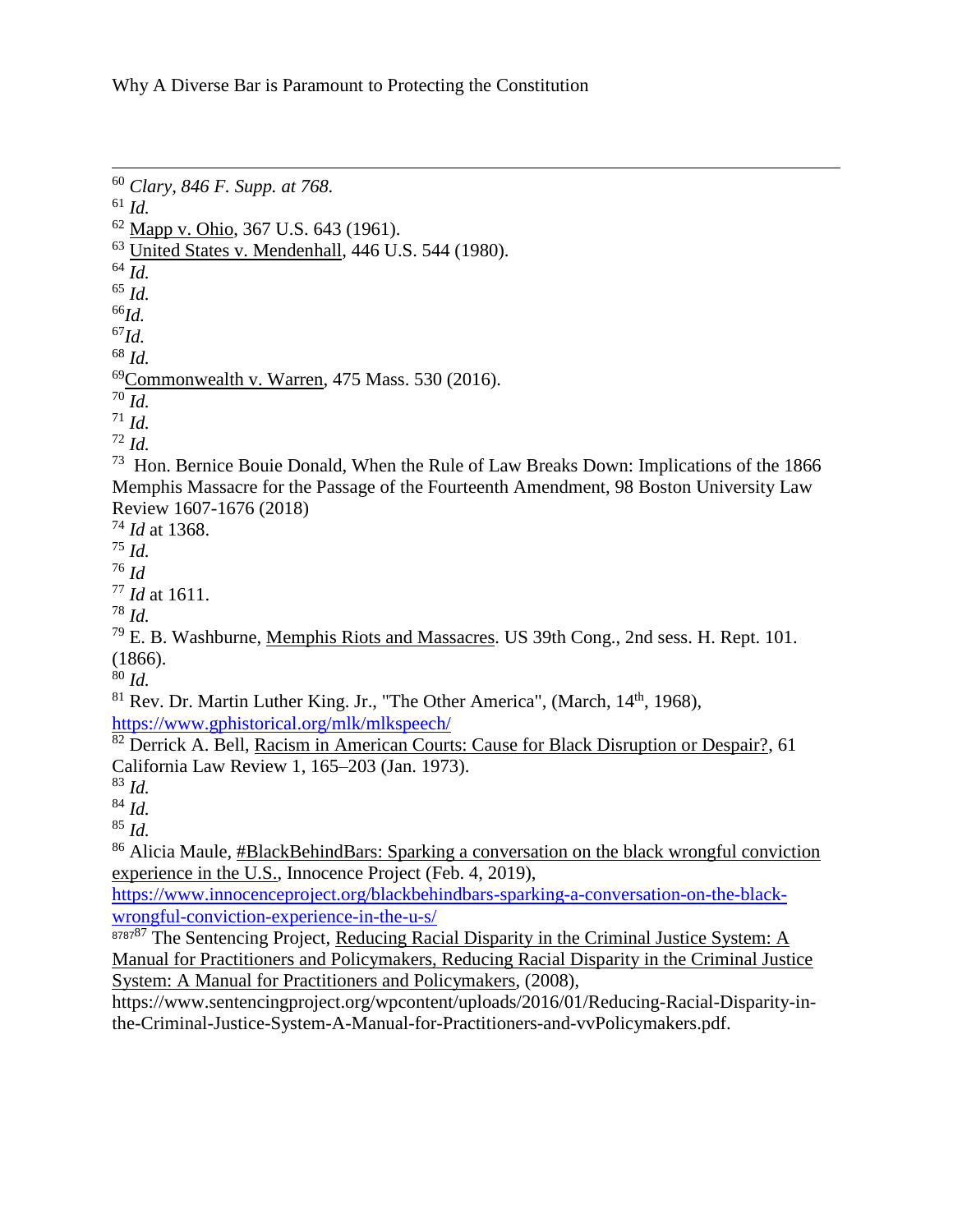[60] *Clary, 846 F. Supp. at 768.*

[61] *Id.*

[62] Mapp v. Ohio, 367 U.S. 643 (1961).

[63] United States v. Mendenhall, 446 U.S. 544 (1980).

[64] *Id.*

[65] *Id.*

[66] *Id.*

[67] *Id.*

[68] *Id.*

[69] Commonwealth v. Warren, 475 Mass. 530 (2016).

[70] *Id.*

[71] *Id.*

[72] *Id.*

[73] Hon. Bernice Bouie Donald, When the Rule of Law Breaks Down: Implications of the 1866 Memphis Massacre for the Passage of the Fourteenth Amendment, 98 Boston University Law Review 1607-1676 (2018)

[74] *Id* at 1368.

[75] *Id.*

[76] *Id*

[77] *Id* at 1611.

[78] *Id.*

[79] E. B. Washburne, Memphis Riots and Massacres. US 39th Cong., 2nd sess. H. Rept. 101. (1866).

[80] *Id.*

[81] Rev. Dr. Martin Luther King. Jr., "The Other America", (March, 14th, 1968), https://www.gphistorical.org/mlk/mlkspeech/

[82] Derrick A. Bell, Racism in American Courts: Cause for Black Disruption or Despair?, 61 California Law Review 1, 165–203 (Jan. 1973).

[83] *Id.*

[84] *Id.*

[85] *Id.*

[86] Alicia Maule, #BlackBehindBars: Sparking a conversation on the black wrongful conviction experience in the U.S., Innocence Project (Feb. 4, 2019), https://www.innocenceproject.org/blackbehindbars-sparking-a-conversation-on-the-black-wrongful-conviction-experience-in-the-u-s/

[878787] The Sentencing Project, Reducing Racial Disparity in the Criminal Justice System: A Manual for Practitioners and Policymakers, Reducing Racial Disparity in the Criminal Justice System: A Manual for Practitioners and Policymakers, (2008), https://www.sentencingproject.org/wpcontent/uploads/2016/01/Reducing-Racial-Disparity-in-the-Criminal-Justice-System-A-Manual-for-Practitioners-and-vvPolicymakers.pdf.